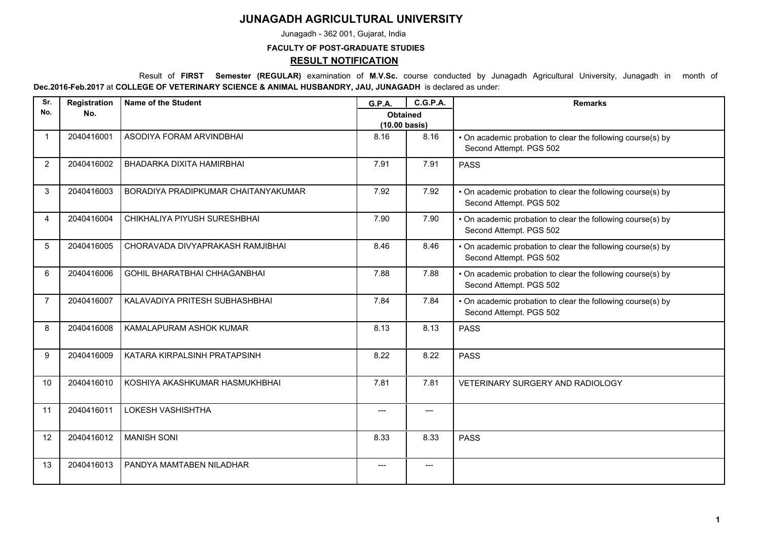# JUNAGADH AGRICULTURAL UNIVERSITY

Junagadh - 362 001, Gujarat, India

**FACULTY OF POST-GRADUATE STUDIES**

## RESULT NOTIFICATION

Result of **FIRST Semester (REGULAR)** examination of **M.V.Sc.** course conducted by Junagadh Agricultural University, Junagadh in month of **Dec.2016-Feb.2017** at **COLLEGE OF VETERINARY SCIENCE & ANIMAL HUSBANDRY, JAU, JUNAGADH** is declared as under:

| Sr. No. | Registration No. | Name of the Student | G.P.A. | C.G.P.A. | Remarks |
|---|---|---|---|---|---|
| | | | Obtained (10.00 basis) | | |
| 1 | 2040416001 | ASODIYA FORAM ARVINDBHAI | 8.16 | 8.16 | • On academic probation to clear the following course(s) by Second Attempt. PGS 502 |
| 2 | 2040416002 | BHADARKA DIXITA HAMIRBHAI | 7.91 | 7.91 | PASS |
| 3 | 2040416003 | BORADIYA PRADIPKUMAR CHAITANYAKUMAR | 7.92 | 7.92 | • On academic probation to clear the following course(s) by Second Attempt. PGS 502 |
| 4 | 2040416004 | CHIKHALIYA PIYUSH SURESHBHAI | 7.90 | 7.90 | • On academic probation to clear the following course(s) by Second Attempt. PGS 502 |
| 5 | 2040416005 | CHORAVADA DIVYAPRAKASH RAMJIBHAI | 8.46 | 8.46 | • On academic probation to clear the following course(s) by Second Attempt. PGS 502 |
| 6 | 2040416006 | GOHIL BHARATBHAI CHHAGANBHAI | 7.88 | 7.88 | • On academic probation to clear the following course(s) by Second Attempt. PGS 502 |
| 7 | 2040416007 | KALAVADIYA PRITESH SUBHASHBHAI | 7.84 | 7.84 | • On academic probation to clear the following course(s) by Second Attempt. PGS 502 |
| 8 | 2040416008 | KAMALAPURAM ASHOK KUMAR | 8.13 | 8.13 | PASS |
| 9 | 2040416009 | KATARA KIRPALSINH PRATAPSINH | 8.22 | 8.22 | PASS |
| 10 | 2040416010 | KOSHIYA AKASHKUMAR HASMUKHBHAI | 7.81 | 7.81 | VETERINARY SURGERY AND RADIOLOGY |
| 11 | 2040416011 | LOKESH VASHISHTHA | --- | --- | |
| 12 | 2040416012 | MANISH SONI | 8.33 | 8.33 | PASS |
| 13 | 2040416013 | PANDYA MAMTABEN NILADHAR | --- | --- | |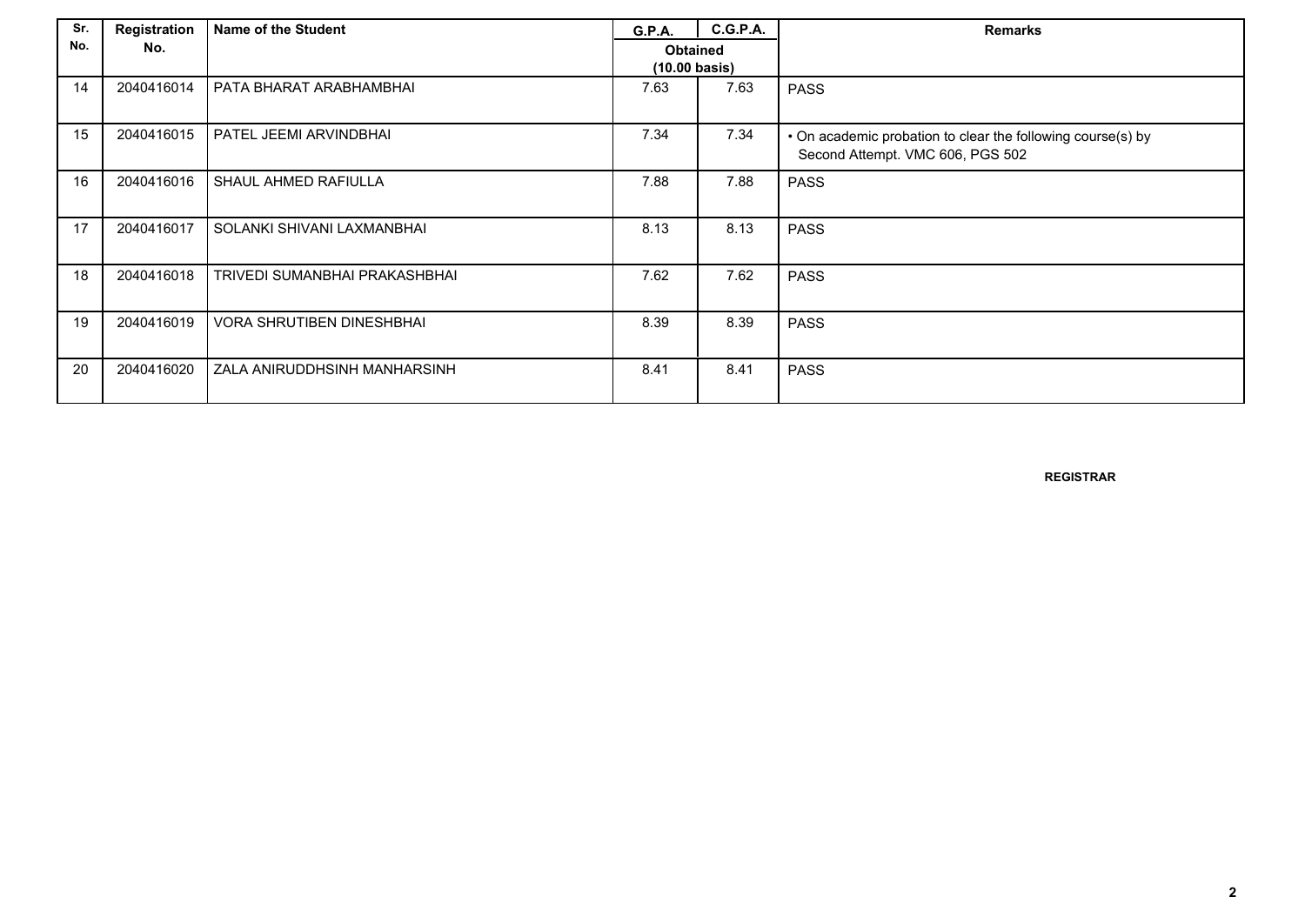| Sr. No. | Registration No. | Name of the Student | G.P.A. | C.G.P.A. | Remarks |
|---|---|---|---|---|---|
| | | | Obtained (10.00 basis) | | |
| 14 | 2040416014 | PATA BHARAT ARABHAMBHAI | 7.63 | 7.63 | PASS |
| 15 | 2040416015 | PATEL JEEMI ARVINDBHAI | 7.34 | 7.34 | • On academic probation to clear the following course(s) by Second Attempt. VMC 606, PGS 502 |
| 16 | 2040416016 | SHAUL AHMED RAFIULLA | 7.88 | 7.88 | PASS |
| 17 | 2040416017 | SOLANKI SHIVANI LAXMANBHAI | 8.13 | 8.13 | PASS |
| 18 | 2040416018 | TRIVEDI SUMANBHAI PRAKASHBHAI | 7.62 | 7.62 | PASS |
| 19 | 2040416019 | VORA SHRUTIBEN DINESHBHAI | 8.39 | 8.39 | PASS |
| 20 | 2040416020 | ZALA ANIRUDDHSINH MANHARSINH | 8.41 | 8.41 | PASS |

**REGISTRAR**